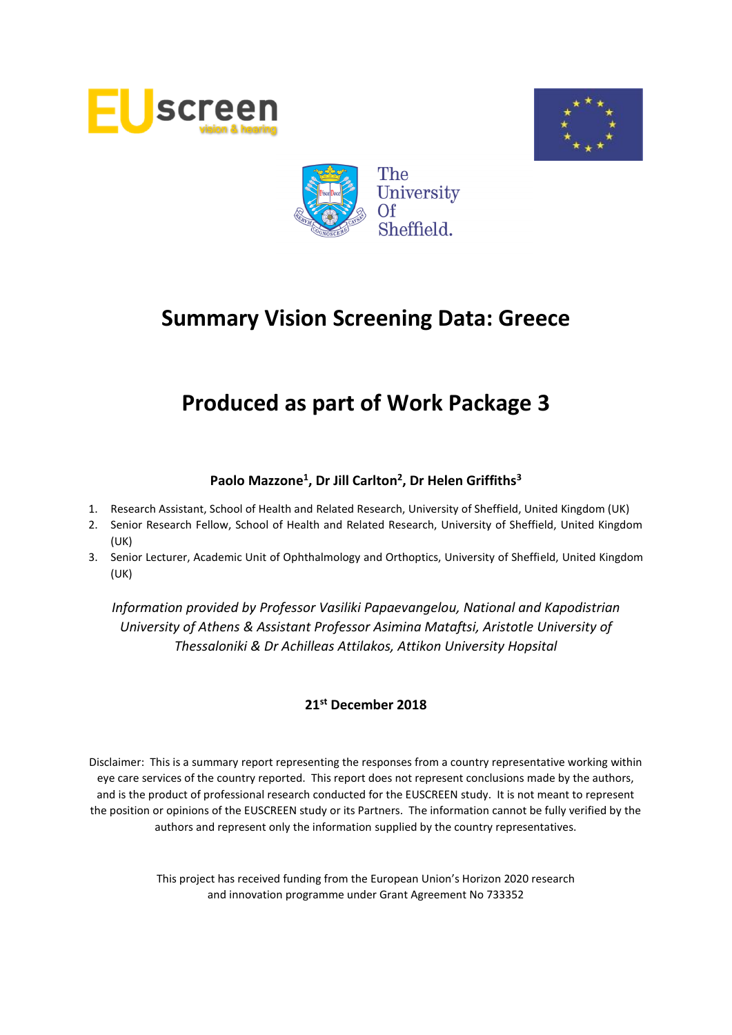# Summary Vision Screening Data: Greece

# Produced as part of Work Package 3

**Paolo Mazzone[1], Dr Jill Carlton[2], Dr Helen Griffiths[3]**

1. Research Assistant, School of Health and Related Research, University of Sheffield, United Kingdom (UK)
2. Senior Research Fellow, School of Health and Related Research, University of Sheffield, United Kingdom (UK)
3. Senior Lecturer, Academic Unit of Ophthalmology and Orthoptics, University of Sheffield, United Kingdom (UK)

*Information provided by Professor Vasiliki Papaevangelou, National and Kapodistrian University of Athens & Assistant Professor Asimina Mataftsi, Aristotle University of Thessaloniki & Dr Achilleas Attilakos, Attikon University Hopsital*

**21st December 2018**

Disclaimer: This is a summary report representing the responses from a country representative working within eye care services of the country reported. This report does not represent conclusions made by the authors, and is the product of professional research conducted for the EUSCREEN study. It is not meant to represent the position or opinions of the EUSCREEN study or its Partners. The information cannot be fully verified by the authors and represent only the information supplied by the country representatives.

This project has received funding from the European Union's Horizon 2020 research and innovation programme under Grant Agreement No 733352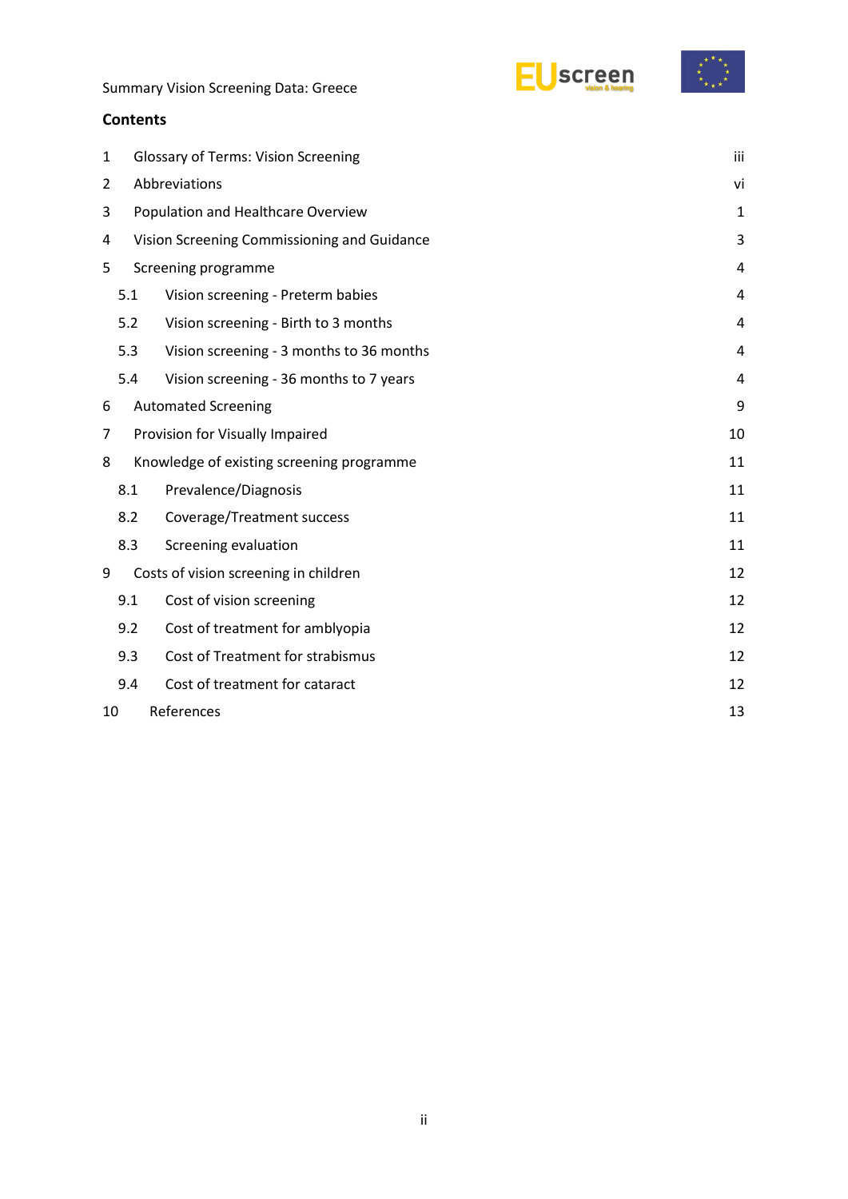## Contents

| | | |
|---|---|---|
| 1 | Glossary of Terms: Vision Screening | iii |
| 2 | Abbreviations | vi |
| 3 | Population and Healthcare Overview | 1 |
| 4 | Vision Screening Commissioning and Guidance | 3 |
| 5 | Screening programme | 4 |
| 5.1 | Vision screening - Preterm babies | 4 |
| 5.2 | Vision screening - Birth to 3 months | 4 |
| 5.3 | Vision screening - 3 months to 36 months | 4 |
| 5.4 | Vision screening - 36 months to 7 years | 4 |
| 6 | Automated Screening | 9 |
| 7 | Provision for Visually Impaired | 10 |
| 8 | Knowledge of existing screening programme | 11 |
| 8.1 | Prevalence/Diagnosis | 11 |
| 8.2 | Coverage/Treatment success | 11 |
| 8.3 | Screening evaluation | 11 |
| 9 | Costs of vision screening in children | 12 |
| 9.1 | Cost of vision screening | 12 |
| 9.2 | Cost of treatment for amblyopia | 12 |
| 9.3 | Cost of Treatment for strabismus | 12 |
| 9.4 | Cost of treatment for cataract | 12 |
| 10 | References | 13 |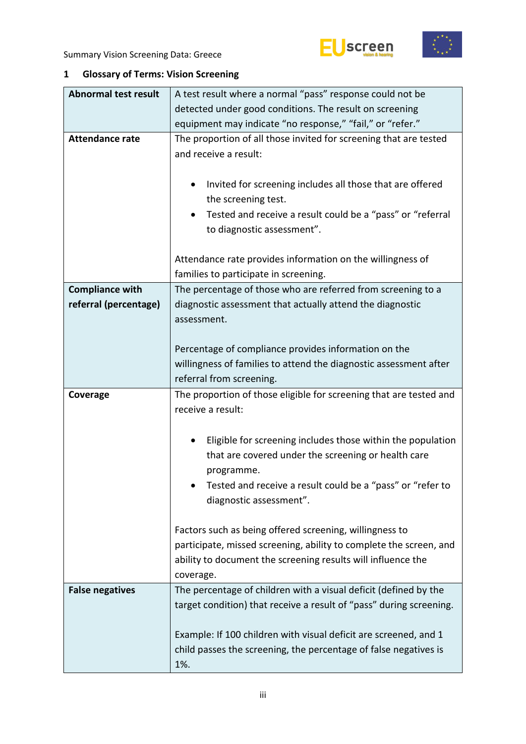## 1 Glossary of Terms: Vision Screening

| | |
|---|---|
| **Abnormal test result** | A test result where a normal "pass" response could not be detected under good conditions. The result on screening equipment may indicate "no response," "fail," or "refer." |
| **Attendance rate** | The proportion of all those invited for screening that are tested and receive a result:<br><br>• Invited for screening includes all those that are offered the screening test.<br>• Tested and receive a result could be a "pass" or "referral to diagnostic assessment".<br><br>Attendance rate provides information on the willingness of families to participate in screening. |
| **Compliance with referral (percentage)** | The percentage of those who are referred from screening to a diagnostic assessment that actually attend the diagnostic assessment.<br><br>Percentage of compliance provides information on the willingness of families to attend the diagnostic assessment after referral from screening. |
| **Coverage** | The proportion of those eligible for screening that are tested and receive a result:<br><br>• Eligible for screening includes those within the population that are covered under the screening or health care programme.<br>• Tested and receive a result could be a "pass" or "refer to diagnostic assessment".<br><br>Factors such as being offered screening, willingness to participate, missed screening, ability to complete the screen, and ability to document the screening results will influence the coverage. |
| **False negatives** | The percentage of children with a visual deficit (defined by the target condition) that receive a result of "pass" during screening.<br><br>Example: If 100 children with visual deficit are screened, and 1 child passes the screening, the percentage of false negatives is 1%. |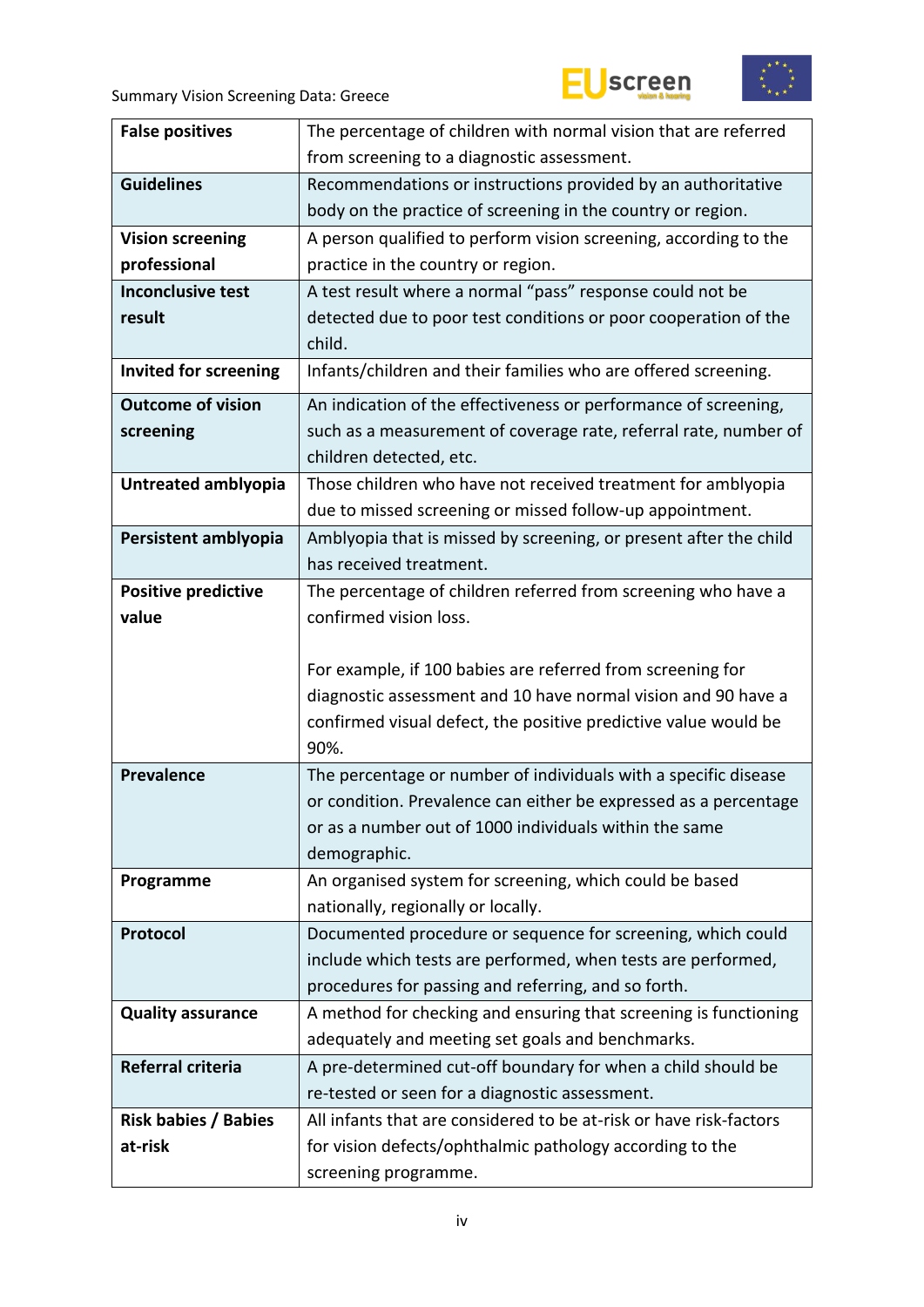| | |
|---|---|
| **False positives** | The percentage of children with normal vision that are referred from screening to a diagnostic assessment. |
| **Guidelines** | Recommendations or instructions provided by an authoritative body on the practice of screening in the country or region. |
| **Vision screening professional** | A person qualified to perform vision screening, according to the practice in the country or region. |
| **Inconclusive test result** | A test result where a normal "pass" response could not be detected due to poor test conditions or poor cooperation of the child. |
| **Invited for screening** | Infants/children and their families who are offered screening. |
| **Outcome of vision screening** | An indication of the effectiveness or performance of screening, such as a measurement of coverage rate, referral rate, number of children detected, etc. |
| **Untreated amblyopia** | Those children who have not received treatment for amblyopia due to missed screening or missed follow-up appointment. |
| **Persistent amblyopia** | Amblyopia that is missed by screening, or present after the child has received treatment. |
| **Positive predictive value** | The percentage of children referred from screening who have a confirmed vision loss.<br><br>For example, if 100 babies are referred from screening for diagnostic assessment and 10 have normal vision and 90 have a confirmed visual defect, the positive predictive value would be 90%. |
| **Prevalence** | The percentage or number of individuals with a specific disease or condition. Prevalence can either be expressed as a percentage or as a number out of 1000 individuals within the same demographic. |
| **Programme** | An organised system for screening, which could be based nationally, regionally or locally. |
| **Protocol** | Documented procedure or sequence for screening, which could include which tests are performed, when tests are performed, procedures for passing and referring, and so forth. |
| **Quality assurance** | A method for checking and ensuring that screening is functioning adequately and meeting set goals and benchmarks. |
| **Referral criteria** | A pre-determined cut-off boundary for when a child should be re-tested or seen for a diagnostic assessment. |
| **Risk babies / Babies at-risk** | All infants that are considered to be at-risk or have risk-factors for vision defects/ophthalmic pathology according to the screening programme. |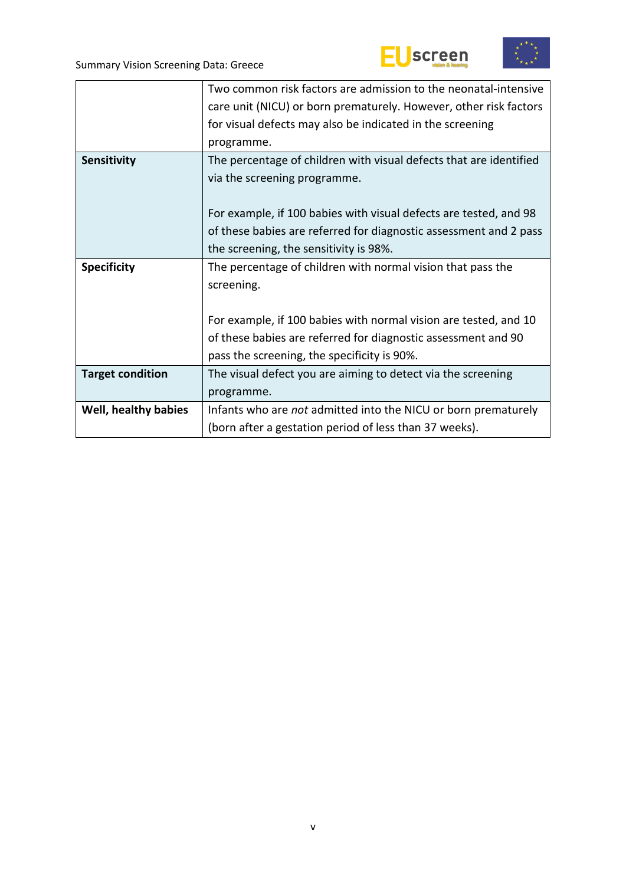| | |
|---|---|
| | Two common risk factors are admission to the neonatal-intensive care unit (NICU) or born prematurely. However, other risk factors for visual defects may also be indicated in the screening programme. |
| **Sensitivity** | The percentage of children with visual defects that are identified via the screening programme.<br><br>For example, if 100 babies with visual defects are tested, and 98 of these babies are referred for diagnostic assessment and 2 pass the screening, the sensitivity is 98%. |
| **Specificity** | The percentage of children with normal vision that pass the screening.<br><br>For example, if 100 babies with normal vision are tested, and 10 of these babies are referred for diagnostic assessment and 90 pass the screening, the specificity is 90%. |
| **Target condition** | The visual defect you are aiming to detect via the screening programme. |
| **Well, healthy babies** | Infants who are *not* admitted into the NICU or born prematurely (born after a gestation period of less than 37 weeks). |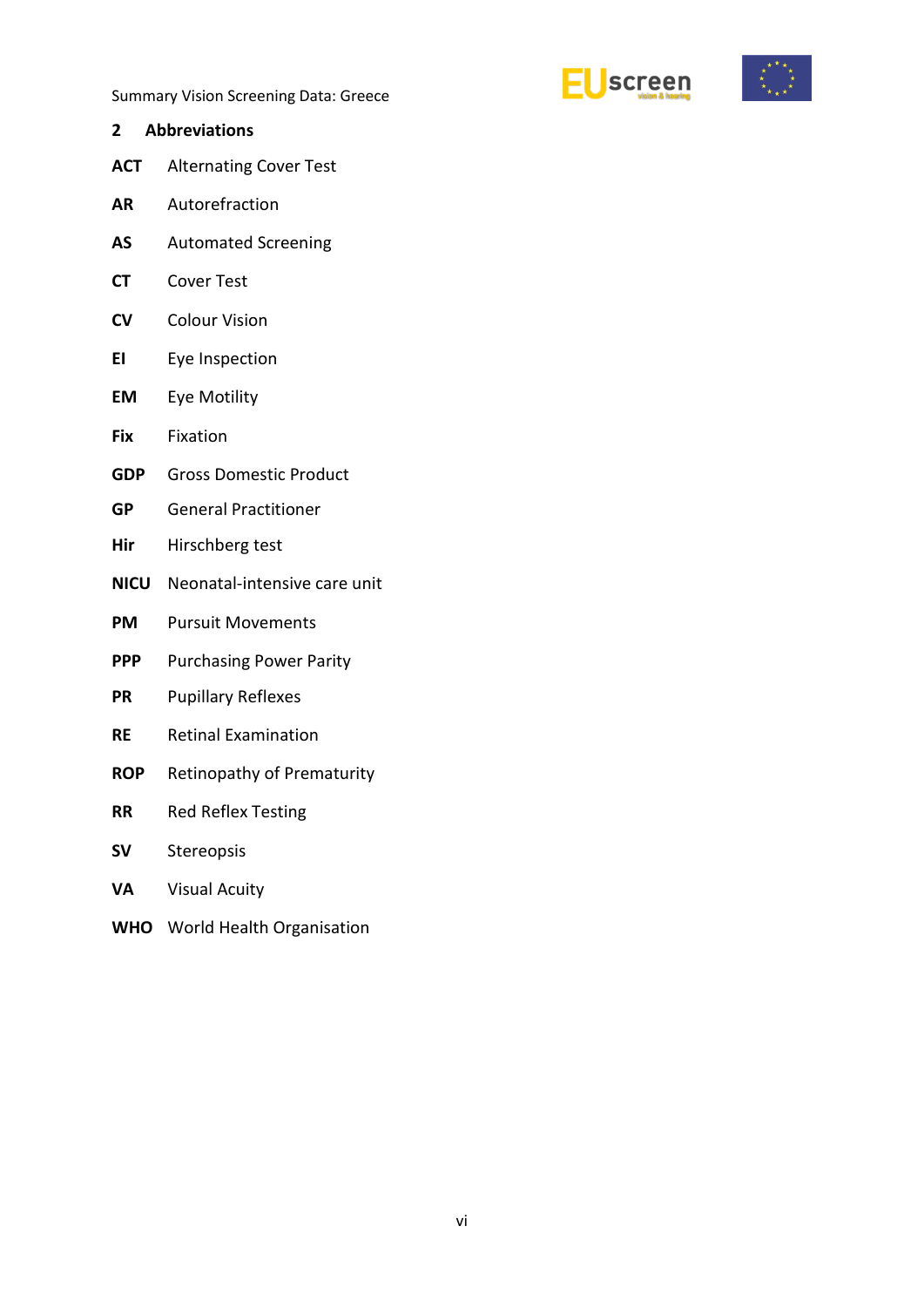## 2 Abbreviations

| | |
|---|---|
| **ACT** | Alternating Cover Test |
| **AR** | Autorefraction |
| **AS** | Automated Screening |
| **CT** | Cover Test |
| **CV** | Colour Vision |
| **EI** | Eye Inspection |
| **EM** | Eye Motility |
| **Fix** | Fixation |
| **GDP** | Gross Domestic Product |
| **GP** | General Practitioner |
| **Hir** | Hirschberg test |
| **NICU** | Neonatal-intensive care unit |
| **PM** | Pursuit Movements |
| **PPP** | Purchasing Power Parity |
| **PR** | Pupillary Reflexes |
| **RE** | Retinal Examination |
| **ROP** | Retinopathy of Prematurity |
| **RR** | Red Reflex Testing |
| **SV** | Stereopsis |
| **VA** | Visual Acuity |
| **WHO** | World Health Organisation |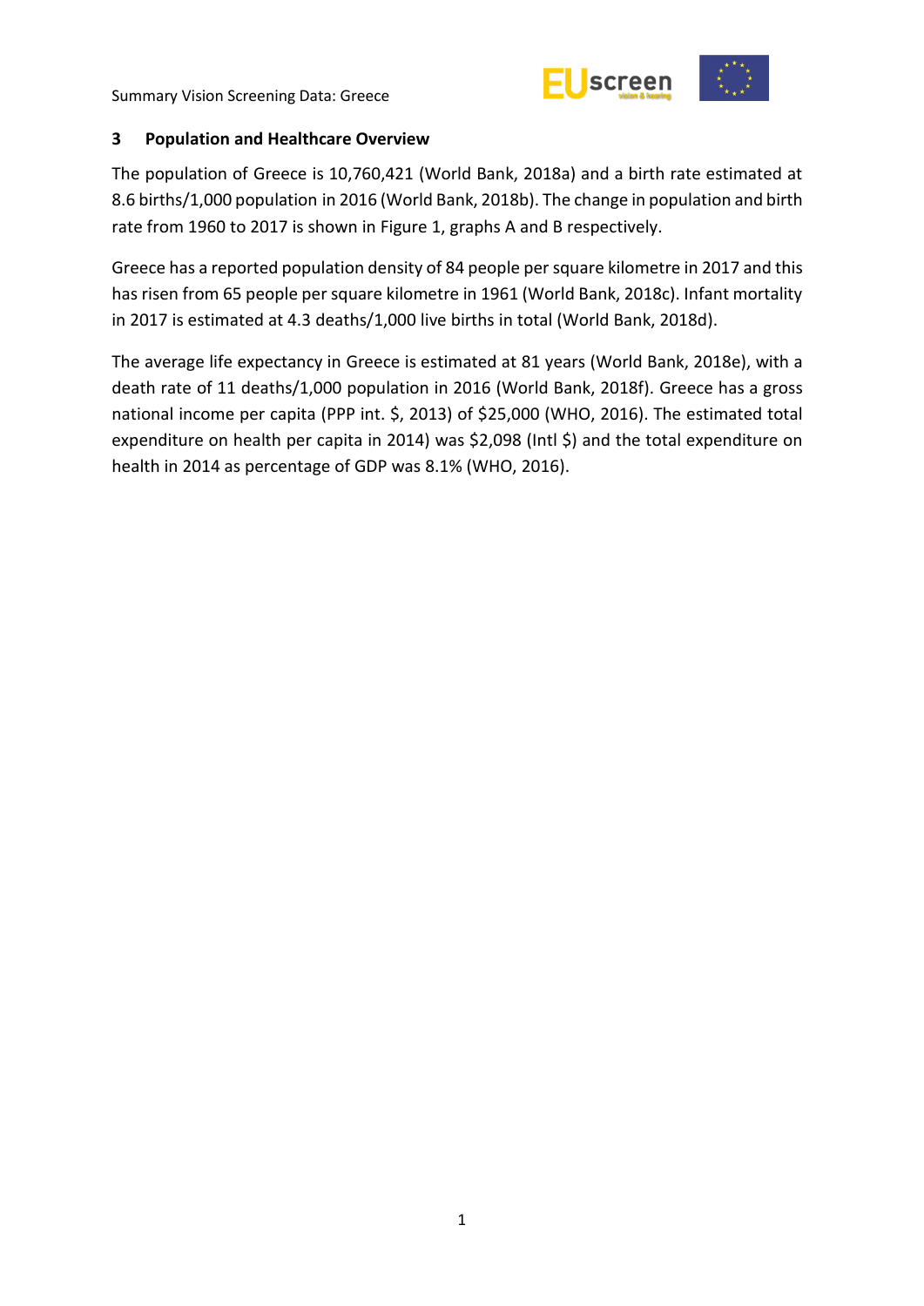## 3 Population and Healthcare Overview

The population of Greece is 10,760,421 (World Bank, 2018a) and a birth rate estimated at 8.6 births/1,000 population in 2016 (World Bank, 2018b). The change in population and birth rate from 1960 to 2017 is shown in Figure 1, graphs A and B respectively.

Greece has a reported population density of 84 people per square kilometre in 2017 and this has risen from 65 people per square kilometre in 1961 (World Bank, 2018c). Infant mortality in 2017 is estimated at 4.3 deaths/1,000 live births in total (World Bank, 2018d).

The average life expectancy in Greece is estimated at 81 years (World Bank, 2018e), with a death rate of 11 deaths/1,000 population in 2016 (World Bank, 2018f). Greece has a gross national income per capita (PPP int. $, 2013) of $25,000 (WHO, 2016). The estimated total expenditure on health per capita in 2014) was $2,098 (Intl $) and the total expenditure on health in 2014 as percentage of GDP was 8.1% (WHO, 2016).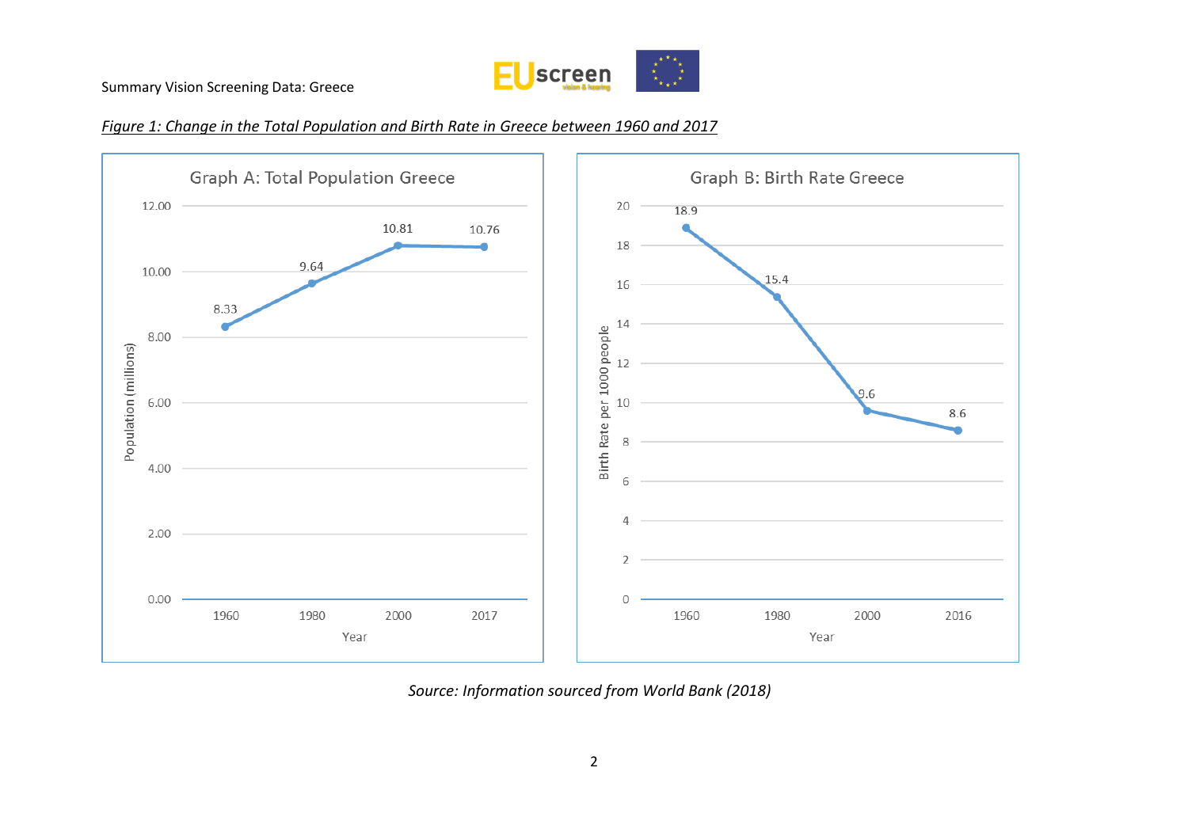*Figure 1: Change in the Total Population and Birth Rate in Greece between 1960 and 2017*

**Graph A: Total Population Greece**

| Year | Population (millions) |
| --- | --- |
| 1960 | 8.33 |
| 1980 | 9.64 |
| 2000 | 10.81 |
| 2017 | 10.76 |

**Graph B: Birth Rate Greece**

| Year | Birth Rate per 1000 people |
| --- | --- |
| 1960 | 18.9 |
| 1980 | 15.4 |
| 2000 | 9.6 |
| 2016 | 8.6 |

*Source: Information sourced from World Bank (2018)*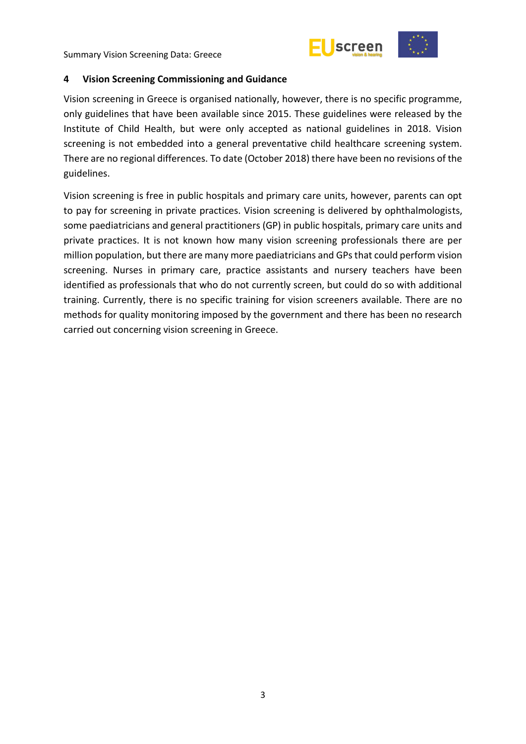## 4 Vision Screening Commissioning and Guidance

Vision screening in Greece is organised nationally, however, there is no specific programme, only guidelines that have been available since 2015. These guidelines were released by the Institute of Child Health, but were only accepted as national guidelines in 2018. Vision screening is not embedded into a general preventative child healthcare screening system. There are no regional differences. To date (October 2018) there have been no revisions of the guidelines.

Vision screening is free in public hospitals and primary care units, however, parents can opt to pay for screening in private practices. Vision screening is delivered by ophthalmologists, some paediatricians and general practitioners (GP) in public hospitals, primary care units and private practices. It is not known how many vision screening professionals there are per million population, but there are many more paediatricians and GPs that could perform vision screening. Nurses in primary care, practice assistants and nursery teachers have been identified as professionals that who do not currently screen, but could do so with additional training. Currently, there is no specific training for vision screeners available. There are no methods for quality monitoring imposed by the government and there has been no research carried out concerning vision screening in Greece.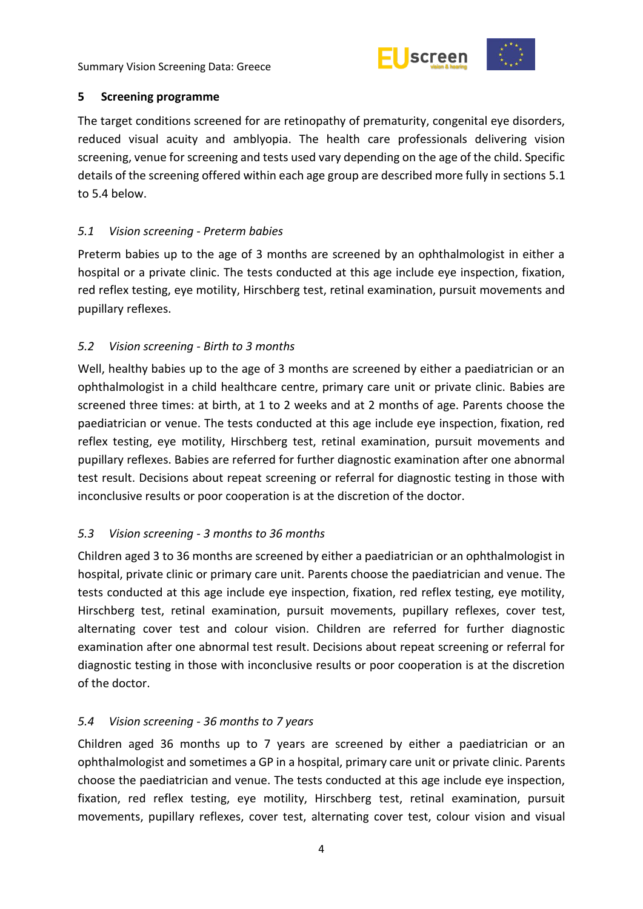## 5 Screening programme

The target conditions screened for are retinopathy of prematurity, congenital eye disorders, reduced visual acuity and amblyopia. The health care professionals delivering vision screening, venue for screening and tests used vary depending on the age of the child. Specific details of the screening offered within each age group are described more fully in sections 5.1 to 5.4 below.

### *5.1 Vision screening - Preterm babies*

Preterm babies up to the age of 3 months are screened by an ophthalmologist in either a hospital or a private clinic. The tests conducted at this age include eye inspection, fixation, red reflex testing, eye motility, Hirschberg test, retinal examination, pursuit movements and pupillary reflexes.

### *5.2 Vision screening - Birth to 3 months*

Well, healthy babies up to the age of 3 months are screened by either a paediatrician or an ophthalmologist in a child healthcare centre, primary care unit or private clinic. Babies are screened three times: at birth, at 1 to 2 weeks and at 2 months of age. Parents choose the paediatrician or venue. The tests conducted at this age include eye inspection, fixation, red reflex testing, eye motility, Hirschberg test, retinal examination, pursuit movements and pupillary reflexes. Babies are referred for further diagnostic examination after one abnormal test result. Decisions about repeat screening or referral for diagnostic testing in those with inconclusive results or poor cooperation is at the discretion of the doctor.

### *5.3 Vision screening - 3 months to 36 months*

Children aged 3 to 36 months are screened by either a paediatrician or an ophthalmologist in hospital, private clinic or primary care unit. Parents choose the paediatrician and venue. The tests conducted at this age include eye inspection, fixation, red reflex testing, eye motility, Hirschberg test, retinal examination, pursuit movements, pupillary reflexes, cover test, alternating cover test and colour vision. Children are referred for further diagnostic examination after one abnormal test result. Decisions about repeat screening or referral for diagnostic testing in those with inconclusive results or poor cooperation is at the discretion of the doctor.

### *5.4 Vision screening - 36 months to 7 years*

Children aged 36 months up to 7 years are screened by either a paediatrician or an ophthalmologist and sometimes a GP in a hospital, primary care unit or private clinic. Parents choose the paediatrician and venue. The tests conducted at this age include eye inspection, fixation, red reflex testing, eye motility, Hirschberg test, retinal examination, pursuit movements, pupillary reflexes, cover test, alternating cover test, colour vision and visual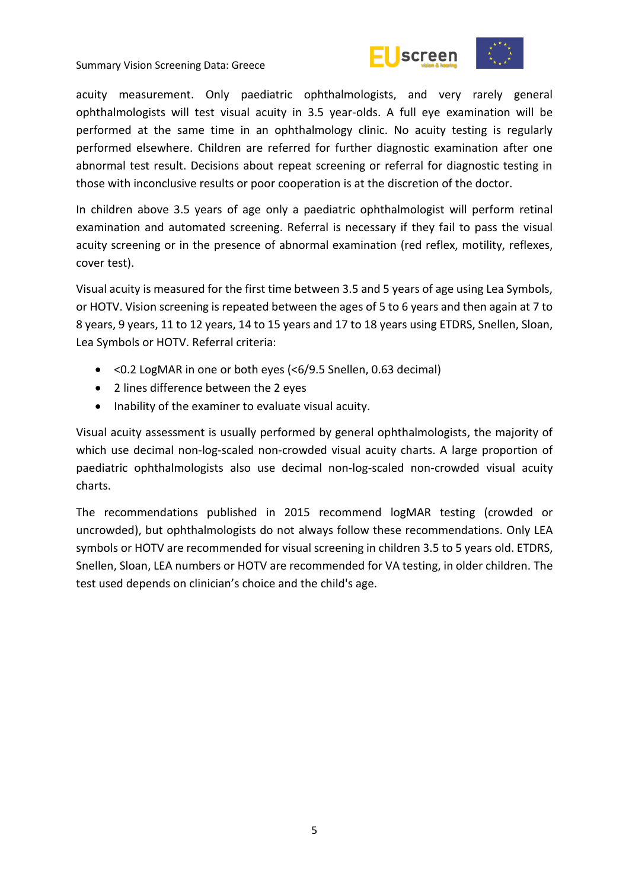acuity measurement. Only paediatric ophthalmologists, and very rarely general ophthalmologists will test visual acuity in 3.5 year-olds. A full eye examination will be performed at the same time in an ophthalmology clinic. No acuity testing is regularly performed elsewhere. Children are referred for further diagnostic examination after one abnormal test result. Decisions about repeat screening or referral for diagnostic testing in those with inconclusive results or poor cooperation is at the discretion of the doctor.

In children above 3.5 years of age only a paediatric ophthalmologist will perform retinal examination and automated screening. Referral is necessary if they fail to pass the visual acuity screening or in the presence of abnormal examination (red reflex, motility, reflexes, cover test).

Visual acuity is measured for the first time between 3.5 and 5 years of age using Lea Symbols, or HOTV. Vision screening is repeated between the ages of 5 to 6 years and then again at 7 to 8 years, 9 years, 11 to 12 years, 14 to 15 years and 17 to 18 years using ETDRS, Snellen, Sloan, Lea Symbols or HOTV. Referral criteria:

- <0.2 LogMAR in one or both eyes (<6/9.5 Snellen, 0.63 decimal)
- 2 lines difference between the 2 eyes
- Inability of the examiner to evaluate visual acuity.

Visual acuity assessment is usually performed by general ophthalmologists, the majority of which use decimal non-log-scaled non-crowded visual acuity charts. A large proportion of paediatric ophthalmologists also use decimal non-log-scaled non-crowded visual acuity charts.

The recommendations published in 2015 recommend logMAR testing (crowded or uncrowded), but ophthalmologists do not always follow these recommendations. Only LEA symbols or HOTV are recommended for visual screening in children 3.5 to 5 years old. ETDRS, Snellen, Sloan, LEA numbers or HOTV are recommended for VA testing, in older children. The test used depends on clinician's choice and the child's age.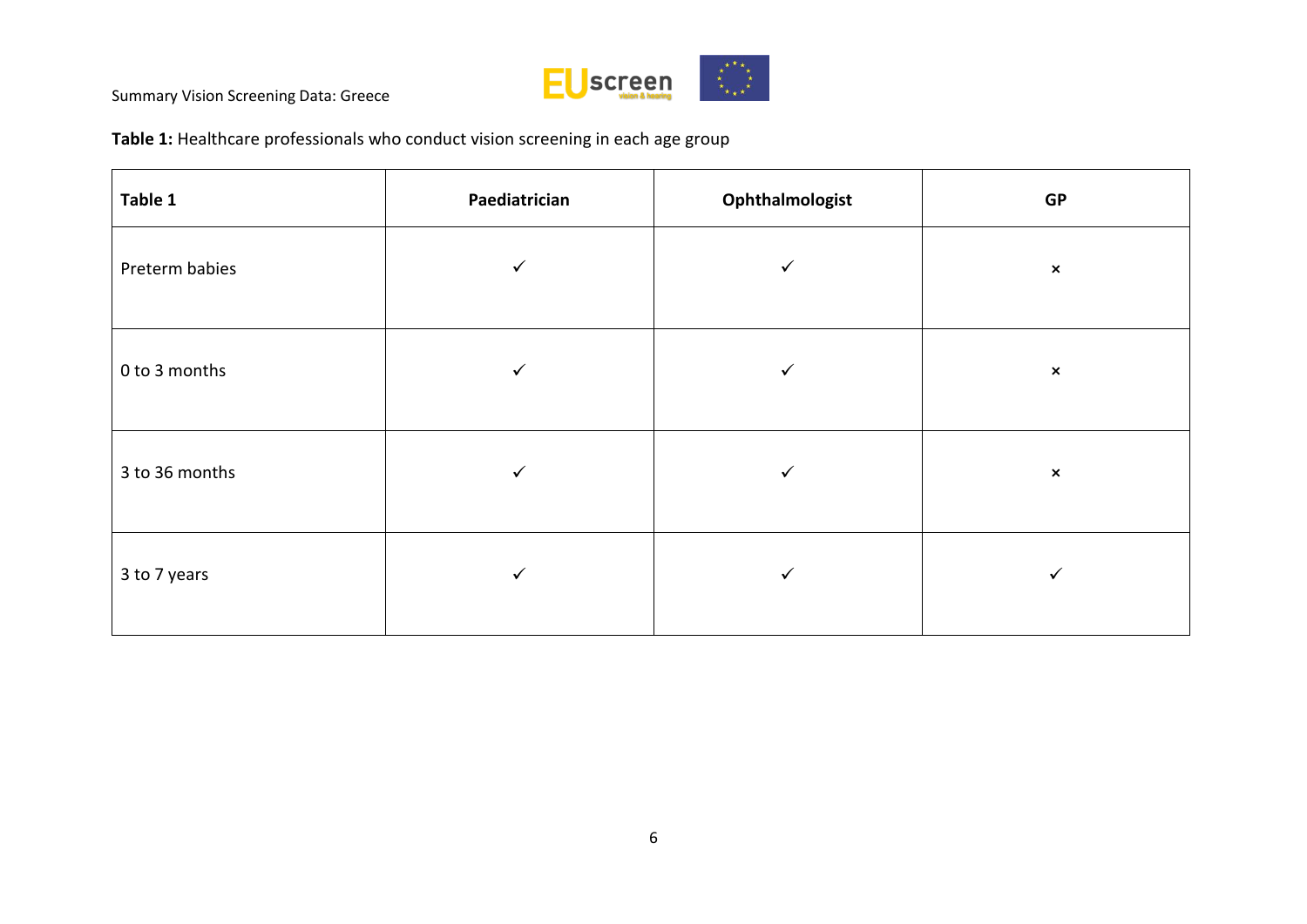**Table 1:** Healthcare professionals who conduct vision screening in each age group

| Table 1 | Paediatrician | Ophthalmologist | GP |
|---|---|---|---|
| Preterm babies | ✓ | ✓ | × |
| 0 to 3 months | ✓ | ✓ | × |
| 3 to 36 months | ✓ | ✓ | × |
| 3 to 7 years | ✓ | ✓ | ✓ |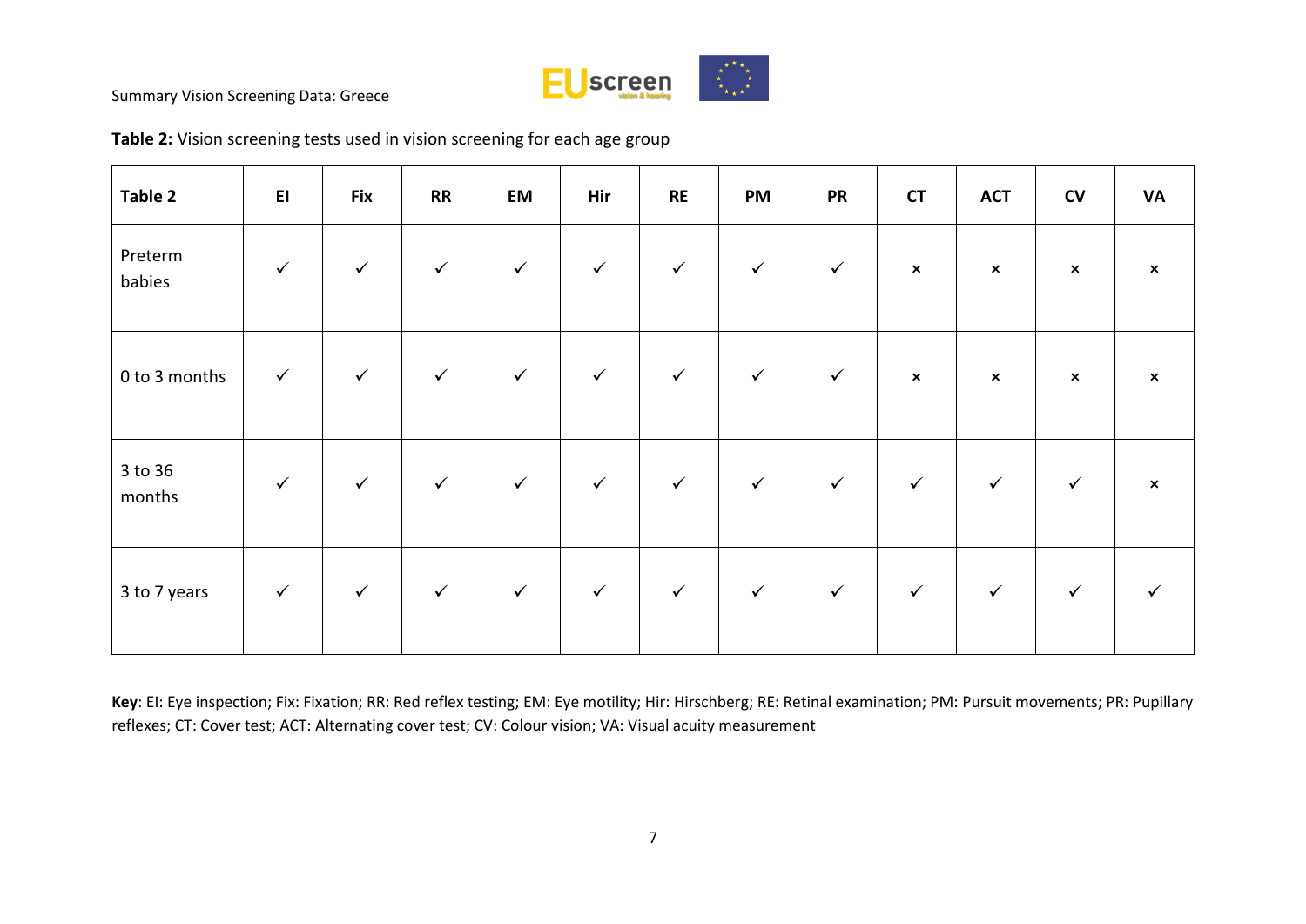**Table 2:** Vision screening tests used in vision screening for each age group

| Table 2 | EI | Fix | RR | EM | Hir | RE | PM | PR | CT | ACT | CV | VA |
|---|---|---|---|---|---|---|---|---|---|---|---|---|
| Preterm babies | ✓ | ✓ | ✓ | ✓ | ✓ | ✓ | ✓ | ✓ | × | × | × | × |
| 0 to 3 months | ✓ | ✓ | ✓ | ✓ | ✓ | ✓ | ✓ | ✓ | × | × | × | × |
| 3 to 36 months | ✓ | ✓ | ✓ | ✓ | ✓ | ✓ | ✓ | ✓ | ✓ | ✓ | ✓ | × |
| 3 to 7 years | ✓ | ✓ | ✓ | ✓ | ✓ | ✓ | ✓ | ✓ | ✓ | ✓ | ✓ | ✓ |

**Key**: EI: Eye inspection; Fix: Fixation; RR: Red reflex testing; EM: Eye motility; Hir: Hirschberg; RE: Retinal examination; PM: Pursuit movements; PR: Pupillary reflexes; CT: Cover test; ACT: Alternating cover test; CV: Colour vision; VA: Visual acuity measurement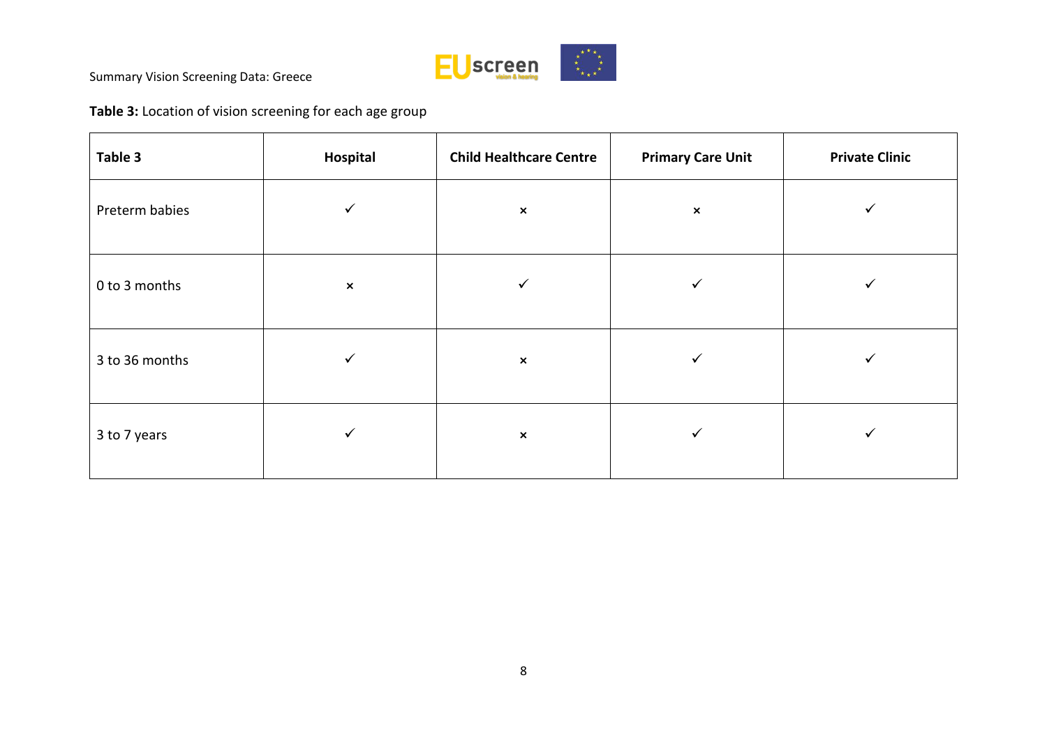**Table 3:** Location of vision screening for each age group

| Table 3 | Hospital | Child Healthcare Centre | Primary Care Unit | Private Clinic |
|---|---|---|---|---|
| Preterm babies | ✓ | × | × | ✓ |
| 0 to 3 months | × | ✓ | ✓ | ✓ |
| 3 to 36 months | ✓ | × | ✓ | ✓ |
| 3 to 7 years | ✓ | × | ✓ | ✓ |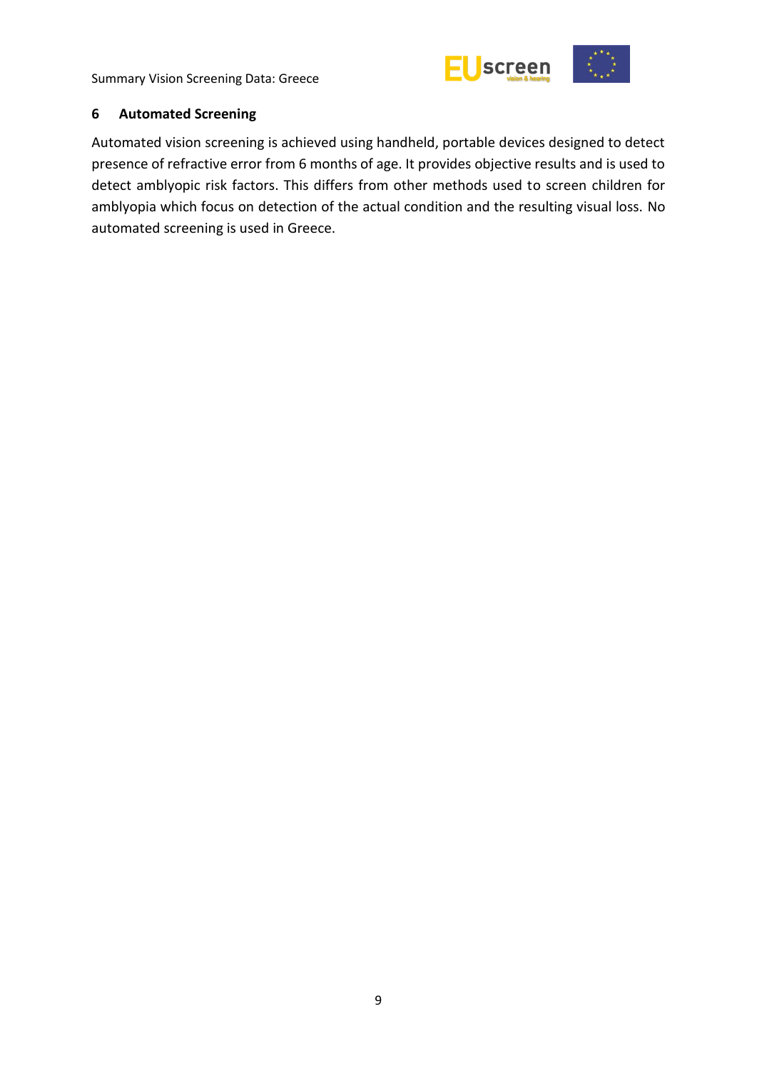## 6 Automated Screening

Automated vision screening is achieved using handheld, portable devices designed to detect presence of refractive error from 6 months of age. It provides objective results and is used to detect amblyopic risk factors. This differs from other methods used to screen children for amblyopia which focus on detection of the actual condition and the resulting visual loss. No automated screening is used in Greece.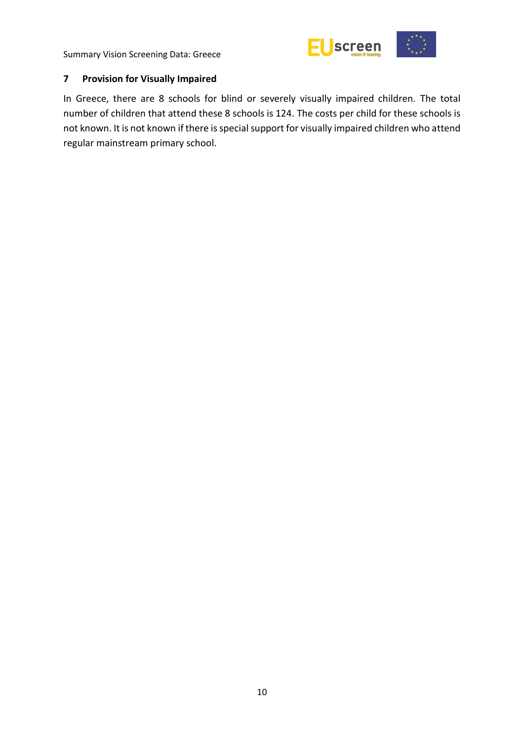## 7 Provision for Visually Impaired

In Greece, there are 8 schools for blind or severely visually impaired children. The total number of children that attend these 8 schools is 124. The costs per child for these schools is not known. It is not known if there is special support for visually impaired children who attend regular mainstream primary school.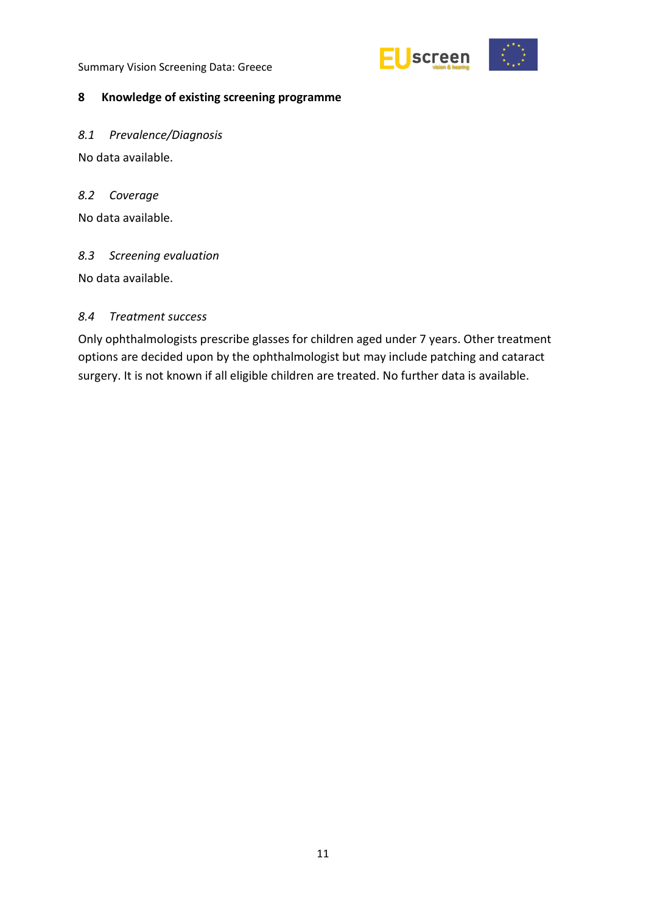## 8 Knowledge of existing screening programme

### *8.1 Prevalence/Diagnosis*

No data available.

### *8.2 Coverage*

No data available.

### *8.3 Screening evaluation*

No data available.

### *8.4 Treatment success*

Only ophthalmologists prescribe glasses for children aged under 7 years. Other treatment options are decided upon by the ophthalmologist but may include patching and cataract surgery. It is not known if all eligible children are treated. No further data is available.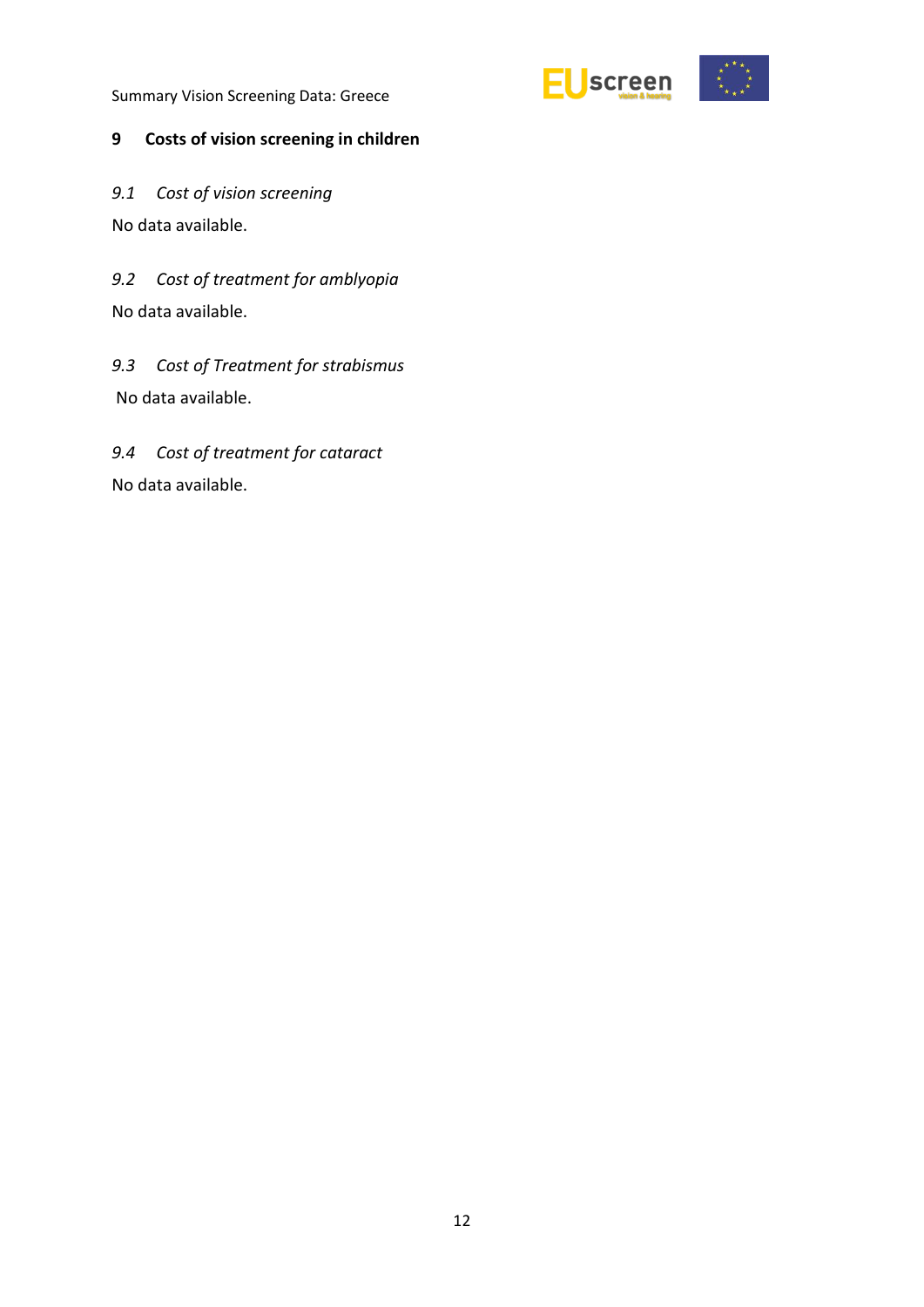## 9 Costs of vision screening in children

### *9.1 Cost of vision screening*

No data available.

### *9.2 Cost of treatment for amblyopia*

No data available.

### *9.3 Cost of Treatment for strabismus*

No data available.

### *9.4 Cost of treatment for cataract*

No data available.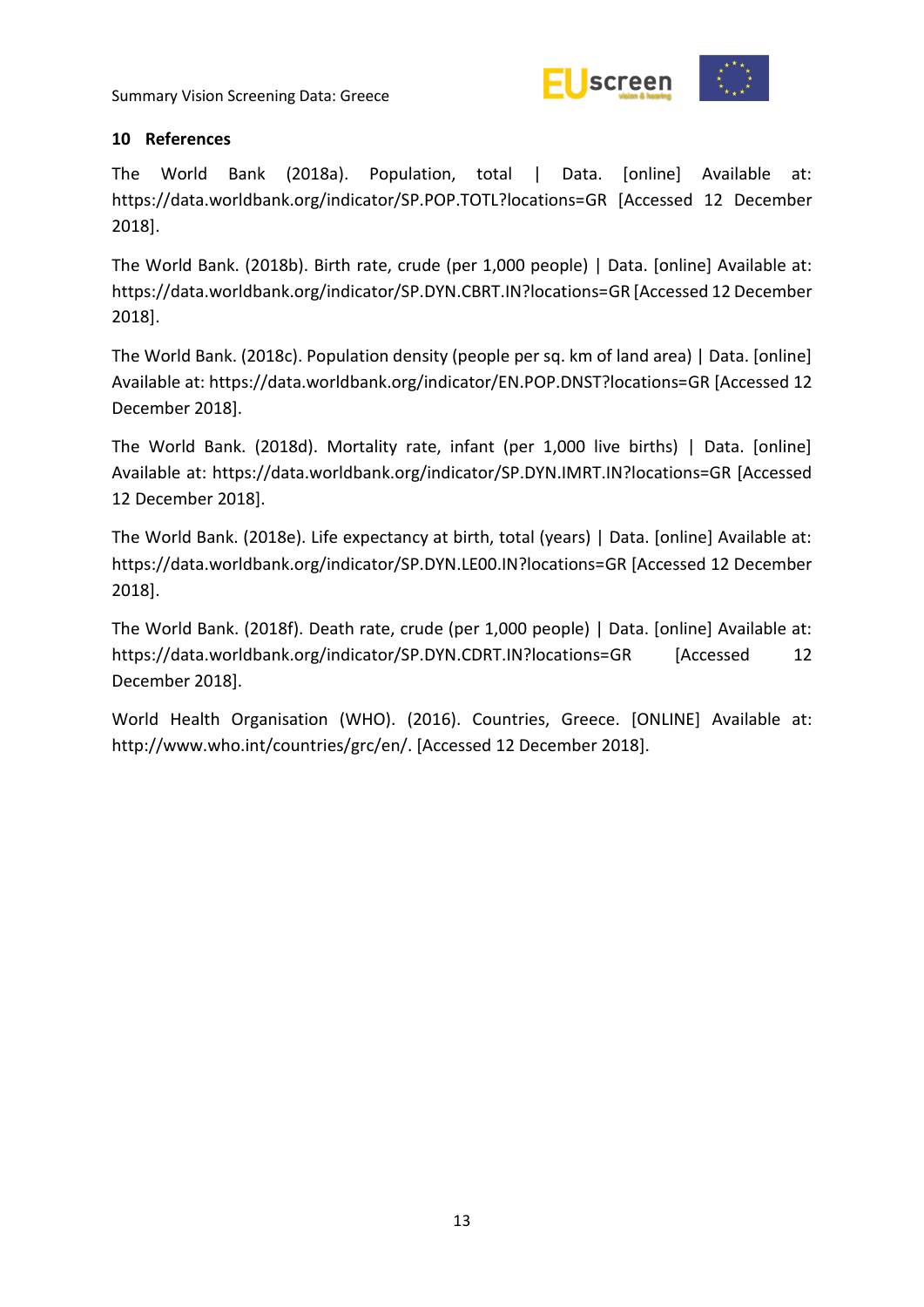## 10 References

The World Bank (2018a). Population, total | Data. [online] Available at: https://data.worldbank.org/indicator/SP.POP.TOTL?locations=GR [Accessed 12 December 2018].

The World Bank. (2018b). Birth rate, crude (per 1,000 people) | Data. [online] Available at: https://data.worldbank.org/indicator/SP.DYN.CBRT.IN?locations=GR [Accessed 12 December 2018].

The World Bank. (2018c). Population density (people per sq. km of land area) | Data. [online] Available at: https://data.worldbank.org/indicator/EN.POP.DNST?locations=GR [Accessed 12 December 2018].

The World Bank. (2018d). Mortality rate, infant (per 1,000 live births) | Data. [online] Available at: https://data.worldbank.org/indicator/SP.DYN.IMRT.IN?locations=GR [Accessed 12 December 2018].

The World Bank. (2018e). Life expectancy at birth, total (years) | Data. [online] Available at: https://data.worldbank.org/indicator/SP.DYN.LE00.IN?locations=GR [Accessed 12 December 2018].

The World Bank. (2018f). Death rate, crude (per 1,000 people) | Data. [online] Available at: https://data.worldbank.org/indicator/SP.DYN.CDRT.IN?locations=GR [Accessed 12 December 2018].

World Health Organisation (WHO). (2016). Countries, Greece. [ONLINE] Available at: http://www.who.int/countries/grc/en/. [Accessed 12 December 2018].